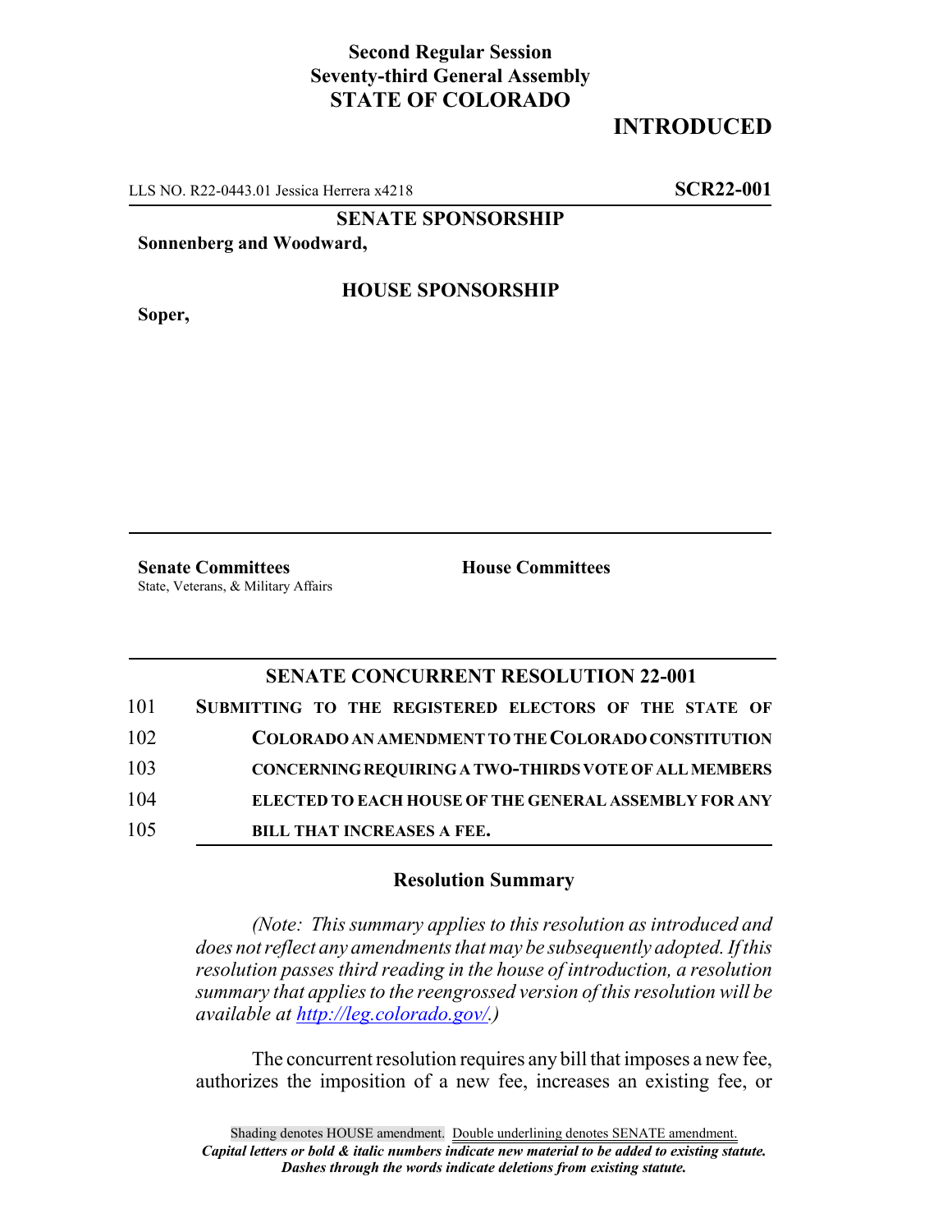**Second Regular Session**
**Seventy-third General Assembly**
**STATE OF COLORADO**

# INTRODUCED

LLS NO. R22-0443.01 Jessica Herrera x4218 **SCR22-001**

**SENATE SPONSORSHIP**

**Sonnenberg and Woodward,**

**HOUSE SPONSORSHIP**

**Soper,**

**Senate Committees**
State, Veterans, & Military Affairs

**House Committees**

## SENATE CONCURRENT RESOLUTION 22-001

101 **SUBMITTING TO THE REGISTERED ELECTORS OF THE STATE OF**
102 **COLORADO AN AMENDMENT TO THE COLORADO CONSTITUTION**
103 **CONCERNING REQUIRING A TWO-THIRDS VOTE OF ALL MEMBERS**
104 **ELECTED TO EACH HOUSE OF THE GENERAL ASSEMBLY FOR ANY**
105 **BILL THAT INCREASES A FEE.**

### Resolution Summary

*(Note: This summary applies to this resolution as introduced and does not reflect any amendments that may be subsequently adopted. If this resolution passes third reading in the house of introduction, a resolution summary that applies to the reengrossed version of this resolution will be available at http://leg.colorado.gov/.)*

The concurrent resolution requires any bill that imposes a new fee, authorizes the imposition of a new fee, increases an existing fee, or

Shading denotes HOUSE amendment. Double underlining denotes SENATE amendment.
***Capital letters or bold & italic numbers indicate new material to be added to existing statute.***
***Dashes through the words indicate deletions from existing statute.***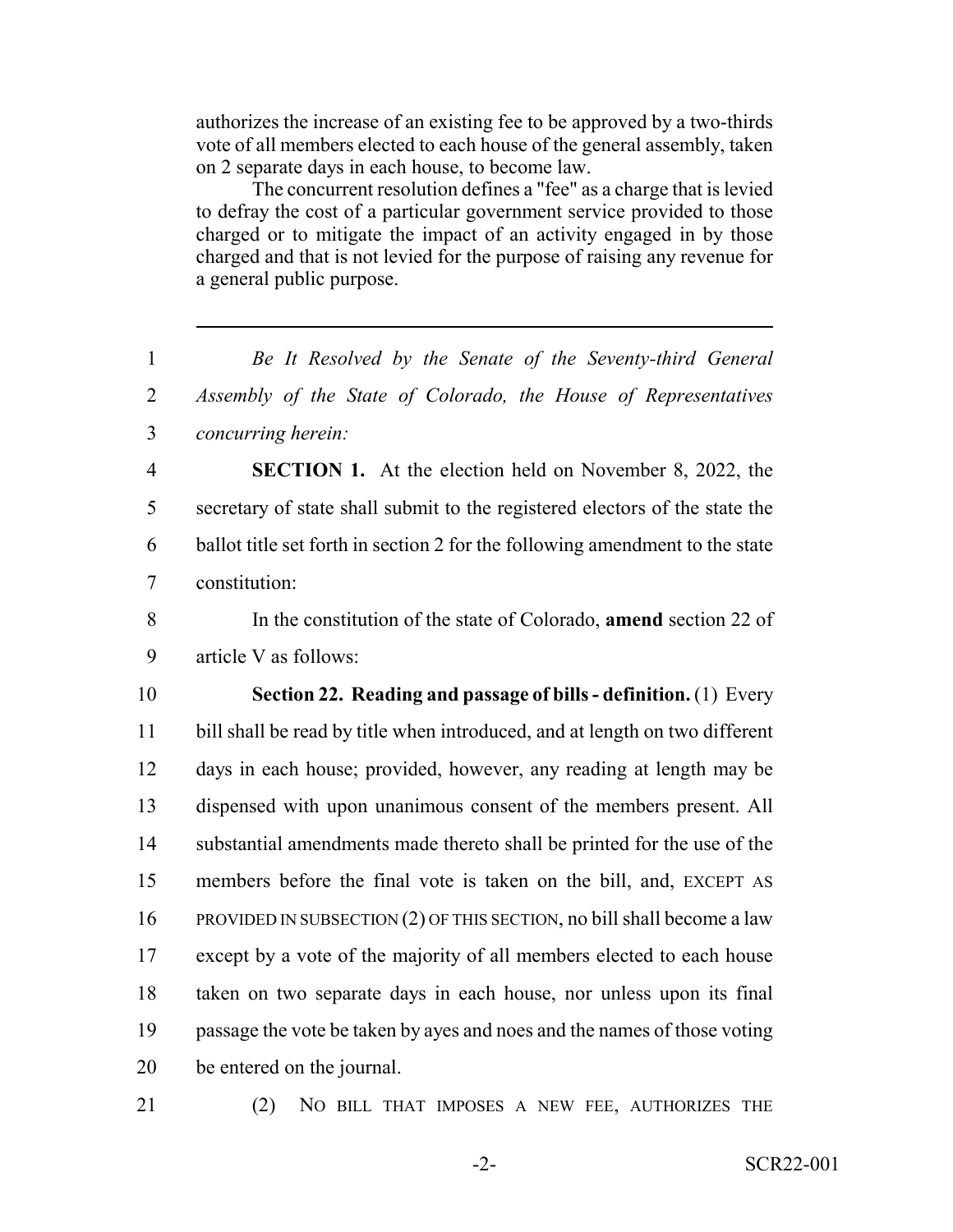authorizes the increase of an existing fee to be approved by a two-thirds vote of all members elected to each house of the general assembly, taken on 2 separate days in each house, to become law.

The concurrent resolution defines a "fee" as a charge that is levied to defray the cost of a particular government service provided to those charged or to mitigate the impact of an activity engaged in by those charged and that is not levied for the purpose of raising any revenue for a general public purpose.

---

1 *Be It Resolved by the Senate of the Seventy-third General* 2 *Assembly of the State of Colorado, the House of Representatives* 3 *concurring herein:*

4 **SECTION 1.** At the election held on November 8, 2022, the 5 secretary of state shall submit to the registered electors of the state the 6 ballot title set forth in section 2 for the following amendment to the state 7 constitution:

8 In the constitution of the state of Colorado, **amend** section 22 of 9 article V as follows:

10 **Section 22. Reading and passage of bills - definition.** (1) Every 11 bill shall be read by title when introduced, and at length on two different 12 days in each house; provided, however, any reading at length may be 13 dispensed with upon unanimous consent of the members present. All 14 substantial amendments made thereto shall be printed for the use of the 15 members before the final vote is taken on the bill, and, EXCEPT AS 16 PROVIDED IN SUBSECTION (2) OF THIS SECTION, no bill shall become a law 17 except by a vote of the majority of all members elected to each house 18 taken on two separate days in each house, nor unless upon its final 19 passage the vote be taken by ayes and noes and the names of those voting 20 be entered on the journal.

21 (2) NO BILL THAT IMPOSES A NEW FEE, AUTHORIZES THE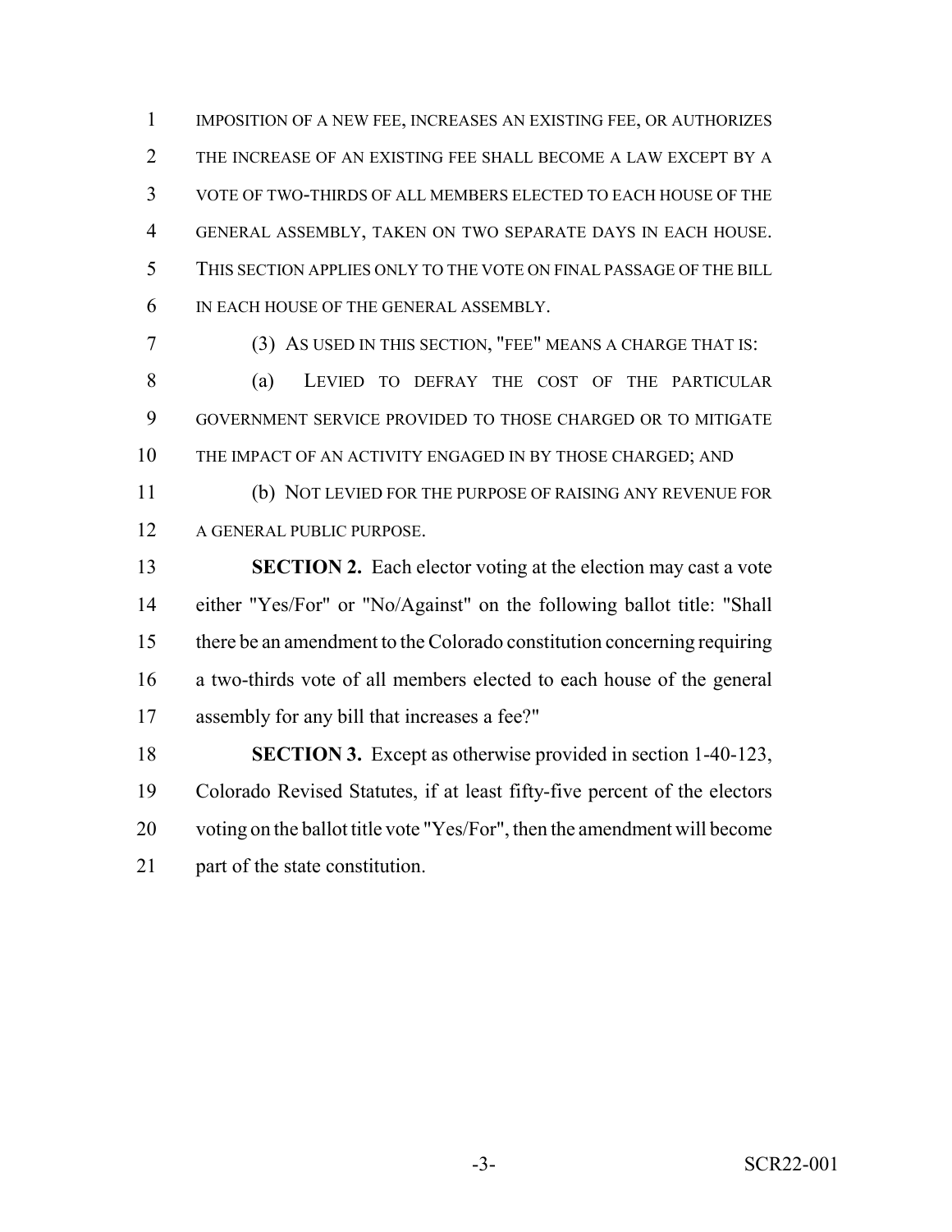IMPOSITION OF A NEW FEE, INCREASES AN EXISTING FEE, OR AUTHORIZES THE INCREASE OF AN EXISTING FEE SHALL BECOME A LAW EXCEPT BY A VOTE OF TWO-THIRDS OF ALL MEMBERS ELECTED TO EACH HOUSE OF THE GENERAL ASSEMBLY, TAKEN ON TWO SEPARATE DAYS IN EACH HOUSE. THIS SECTION APPLIES ONLY TO THE VOTE ON FINAL PASSAGE OF THE BILL IN EACH HOUSE OF THE GENERAL ASSEMBLY.

(3) AS USED IN THIS SECTION, "FEE" MEANS A CHARGE THAT IS:

(a) LEVIED TO DEFRAY THE COST OF THE PARTICULAR GOVERNMENT SERVICE PROVIDED TO THOSE CHARGED OR TO MITIGATE THE IMPACT OF AN ACTIVITY ENGAGED IN BY THOSE CHARGED; AND

(b) NOT LEVIED FOR THE PURPOSE OF RAISING ANY REVENUE FOR A GENERAL PUBLIC PURPOSE.

**SECTION 2.** Each elector voting at the election may cast a vote either "Yes/For" or "No/Against" on the following ballot title: "Shall there be an amendment to the Colorado constitution concerning requiring a two-thirds vote of all members elected to each house of the general assembly for any bill that increases a fee?"

**SECTION 3.** Except as otherwise provided in section 1-40-123, Colorado Revised Statutes, if at least fifty-five percent of the electors voting on the ballot title vote "Yes/For", then the amendment will become part of the state constitution.